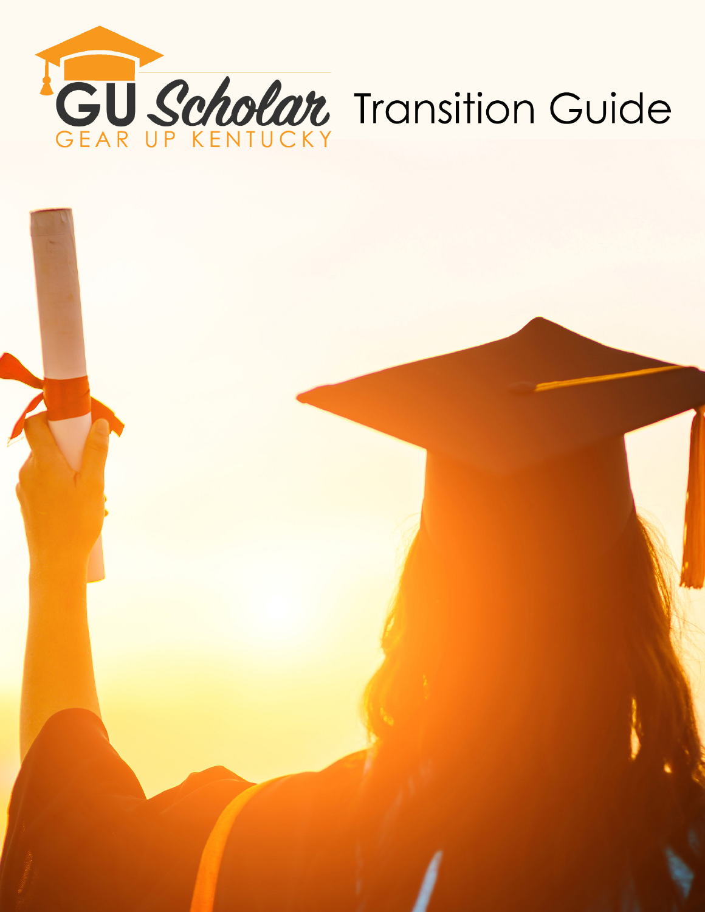# GU Scholar Transition Guide

GEAR UP KENTUCKY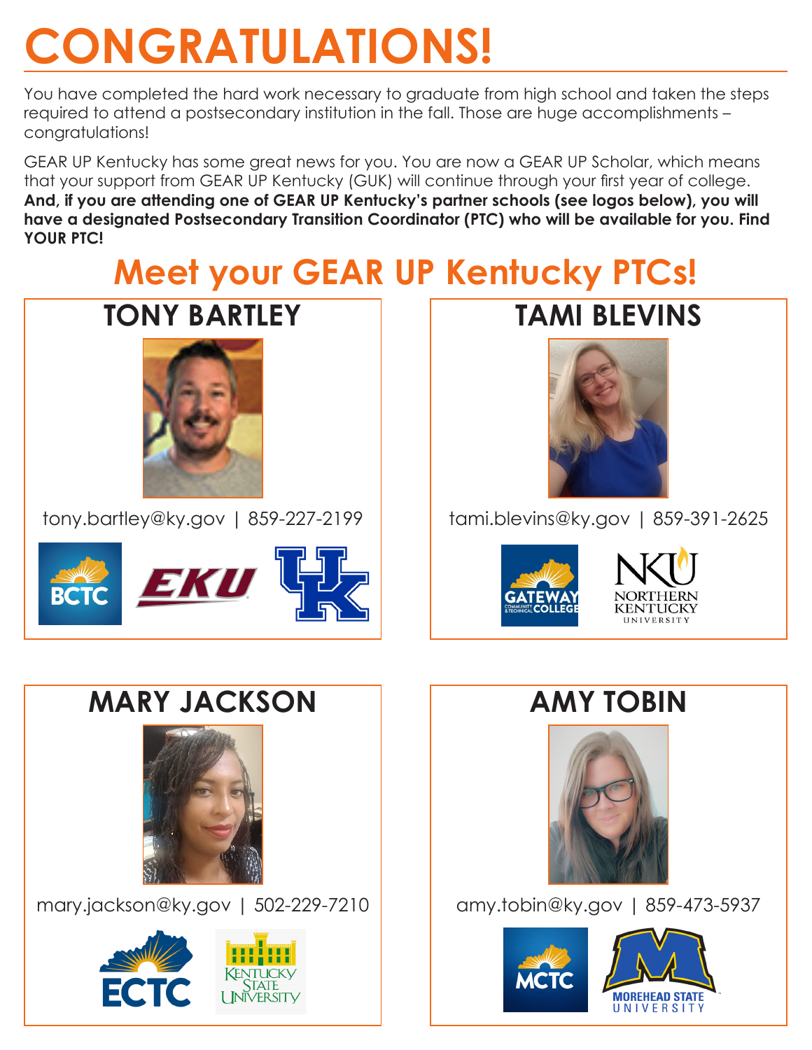# CONGRATULATIONS!

You have completed the hard work necessary to graduate from high school and taken the steps required to attend a postsecondary institution in the fall. Those are huge accomplishments – congratulations!

GEAR UP Kentucky has some great news for you. You are now a GEAR UP Scholar, which means that your support from GEAR UP Kentucky (GUK) will continue through your first year of college. **And, if you are attending one of GEAR UP Kentucky's partner schools (see logos below), you will have a designated Postsecondary Transition Coordinator (PTC) who will be available for you. Find YOUR PTC!**

## Meet your GEAR UP Kentucky PTCs!

### TONY BARTLEY

tony.bartley@ky.gov | 859-227-2199

BCTC, EKU, UK

### TAMI BLEVINS

tami.blevins@ky.gov | 859-391-2625

Gateway Community & Technical College, Northern Kentucky University

### MARY JACKSON

mary.jackson@ky.gov | 502-229-7210

ECTC, Kentucky State University

### AMY TOBIN

amy.tobin@ky.gov | 859-473-5937

MCTC, Morehead State University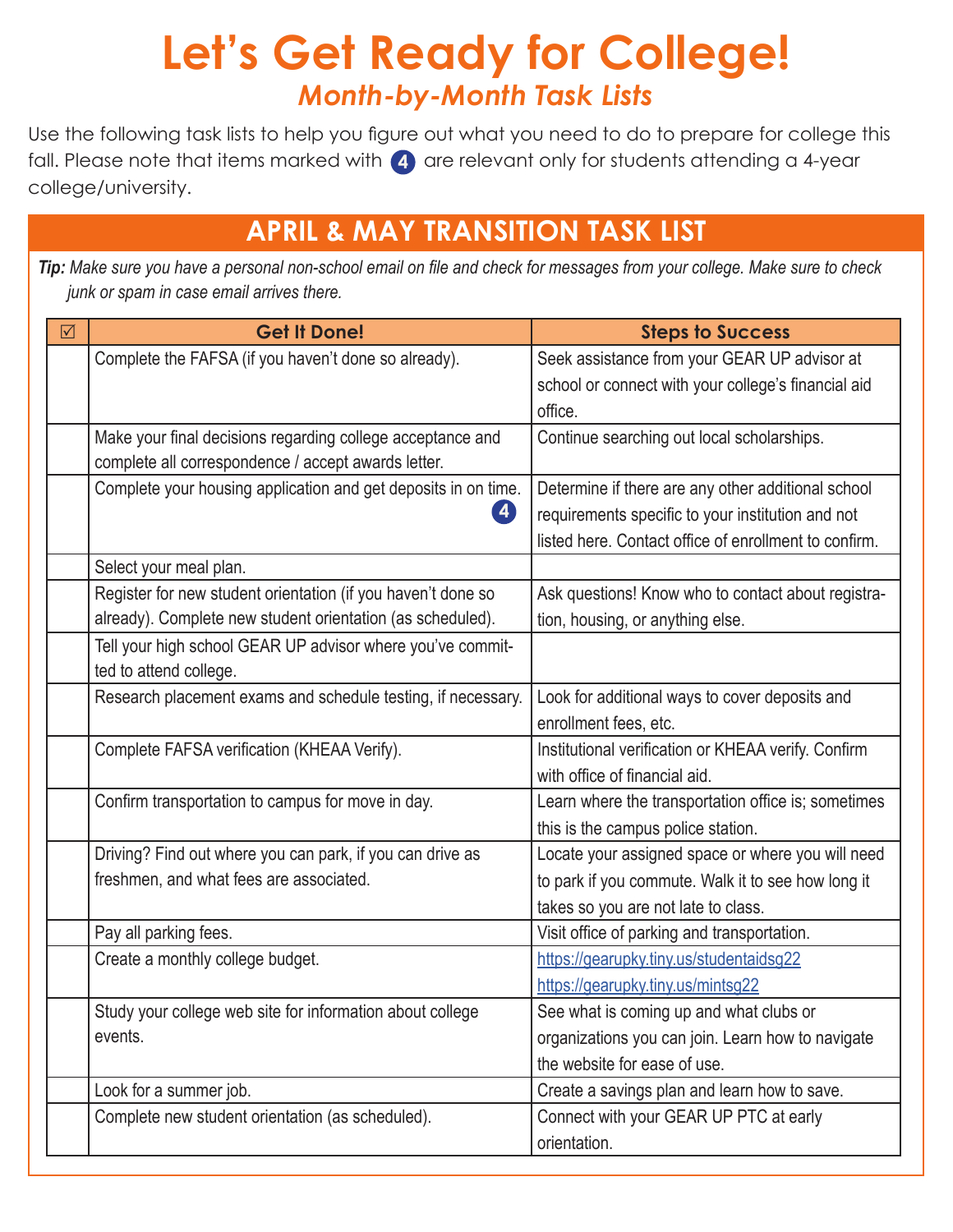# Let's Get Ready for College!

## *Month-by-Month Task Lists*

Use the following task lists to help you figure out what you need to do to prepare for college this fall. Please note that items marked with **4** are relevant only for students attending a 4-year college/university.

## APRIL & MAY TRANSITION TASK LIST

***Tip:*** *Make sure you have a personal non-school email on file and check for messages from your college. Make sure to check junk or spam in case email arrives there.*

| ☑ | Get It Done! | Steps to Success |
|---|---|---|
| | Complete the FAFSA (if you haven't done so already). | Seek assistance from your GEAR UP advisor at school or connect with your college's financial aid office. |
| | Make your final decisions regarding college acceptance and complete all correspondence / accept awards letter. | Continue searching out local scholarships. |
| | Complete your housing application and get deposits in on time. **4** | Determine if there are any other additional school requirements specific to your institution and not listed here. Contact office of enrollment to confirm. |
| | Select your meal plan. | |
| | Register for new student orientation (if you haven't done so already). Complete new student orientation (as scheduled). | Ask questions! Know who to contact about registration, housing, or anything else. |
| | Tell your high school GEAR UP advisor where you've committed to attend college. | |
| | Research placement exams and schedule testing, if necessary. | Look for additional ways to cover deposits and enrollment fees, etc. |
| | Complete FAFSA verification (KHEAA Verify). | Institutional verification or KHEAA verify. Confirm with office of financial aid. |
| | Confirm transportation to campus for move in day. | Learn where the transportation office is; sometimes this is the campus police station. |
| | Driving? Find out where you can park, if you can drive as freshmen, and what fees are associated. | Locate your assigned space or where you will need to park if you commute. Walk it to see how long it takes so you are not late to class. |
| | Pay all parking fees. | Visit office of parking and transportation. |
| | Create a monthly college budget. | https://gearupky.tiny.us/studentaidsg22 https://gearupky.tiny.us/mintsg22 |
| | Study your college web site for information about college events. | See what is coming up and what clubs or organizations you can join. Learn how to navigate the website for ease of use. |
| | Look for a summer job. | Create a savings plan and learn how to save. |
| | Complete new student orientation (as scheduled). | Connect with your GEAR UP PTC at early orientation. |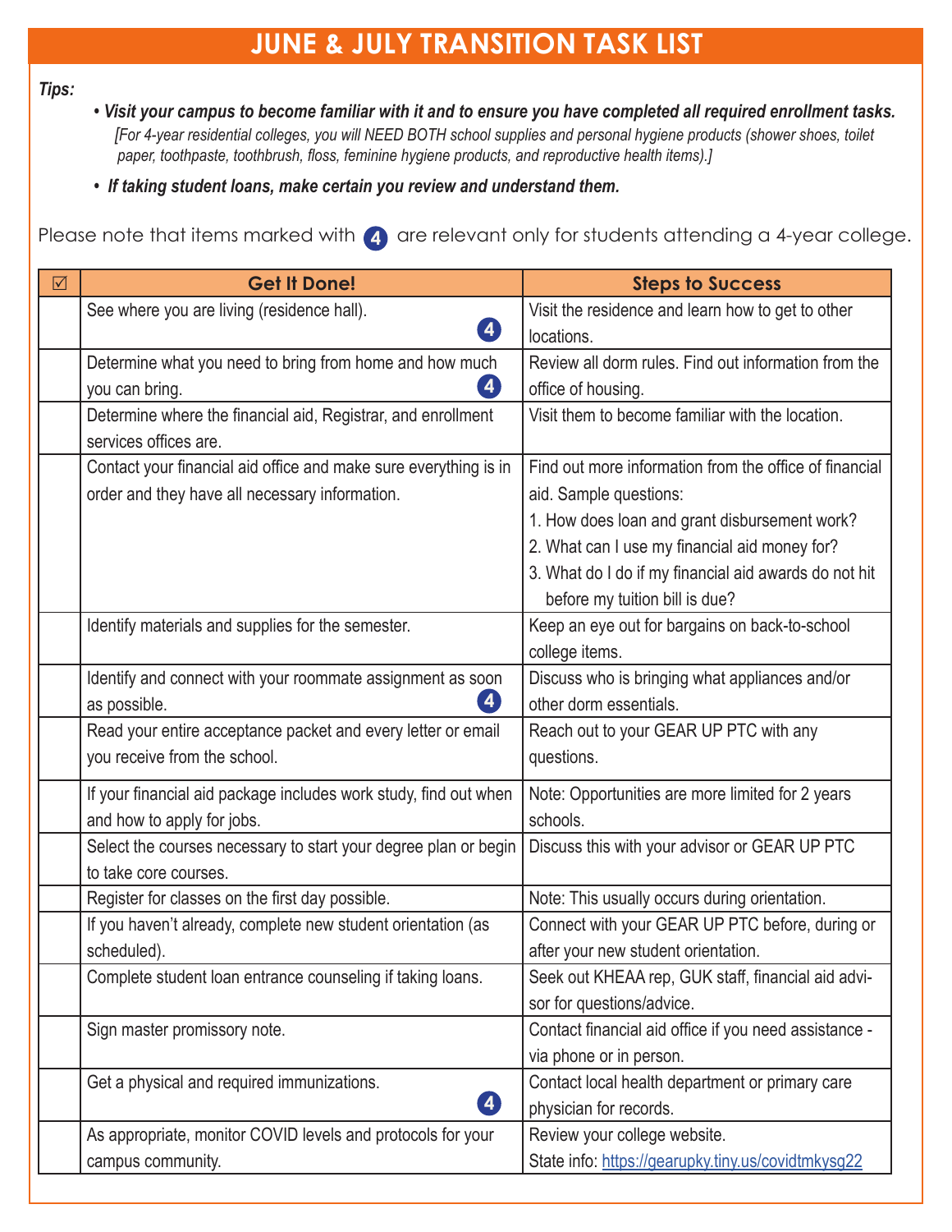# JUNE & JULY TRANSITION TASK LIST

***Tips:***

- ***Visit your campus to become familiar with it and to ensure you have completed all required enrollment tasks.***
  *[For 4-year residential colleges, you will NEED BOTH school supplies and personal hygiene products (shower shoes, toilet paper, toothpaste, toothbrush, floss, feminine hygiene products, and reproductive health items).]*
- ***If taking student loans, make certain you review and understand them.***

Please note that items marked with ❹ are relevant only for students attending a 4-year college.

| ☑ | Get It Done! | Steps to Success |
|---|---|---|
| | See where you are living (residence hall). ❹ | Visit the residence and learn how to get to other locations. |
| | Determine what you need to bring from home and how much you can bring. ❹ | Review all dorm rules. Find out information from the office of housing. |
| | Determine where the financial aid, Registrar, and enrollment services offices are. | Visit them to become familiar with the location. |
| | Contact your financial aid office and make sure everything is in order and they have all necessary information. | Find out more information from the office of financial aid. Sample questions:<br>1. How does loan and grant disbursement work?<br>2. What can I use my financial aid money for?<br>3. What do I do if my financial aid awards do not hit before my tuition bill is due? |
| | Identify materials and supplies for the semester. | Keep an eye out for bargains on back-to-school college items. |
| | Identify and connect with your roommate assignment as soon as possible. ❹ | Discuss who is bringing what appliances and/or other dorm essentials. |
| | Read your entire acceptance packet and every letter or email you receive from the school. | Reach out to your GEAR UP PTC with any questions. |
| | If your financial aid package includes work study, find out when and how to apply for jobs. | Note: Opportunities are more limited for 2 years schools. |
| | Select the courses necessary to start your degree plan or begin to take core courses. | Discuss this with your advisor or GEAR UP PTC |
| | Register for classes on the first day possible. | Note: This usually occurs during orientation. |
| | If you haven't already, complete new student orientation (as scheduled). | Connect with your GEAR UP PTC before, during or after your new student orientation. |
| | Complete student loan entrance counseling if taking loans. | Seek out KHEAA rep, GUK staff, financial aid advisor for questions/advice. |
| | Sign master promissory note. | Contact financial aid office if you need assistance - via phone or in person. |
| | Get a physical and required immunizations. ❹ | Contact local health department or primary care physician for records. |
| | As appropriate, monitor COVID levels and protocols for your campus community. | Review your college website.<br>State info: https://gearupky.tiny.us/covidtmkysg22 |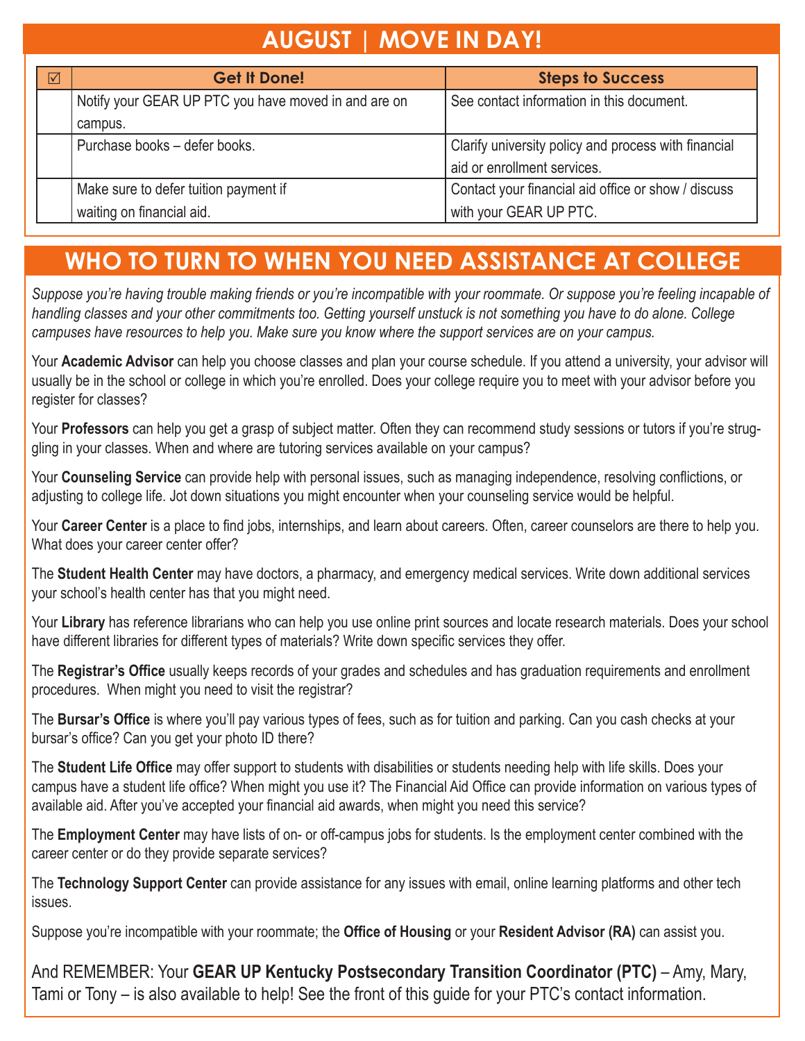## AUGUST | MOVE IN DAY!

| ☑ | Get It Done! | Steps to Success |
|---|---|---|
| | Notify your GEAR UP PTC you have moved in and are on campus. | See contact information in this document. |
| | Purchase books – defer books. | Clarify university policy and process with financial aid or enrollment services. |
| | Make sure to defer tuition payment if waiting on financial aid. | Contact your financial aid office or show / discuss with your GEAR UP PTC. |

## WHO TO TURN TO WHEN YOU NEED ASSISTANCE AT COLLEGE

*Suppose you're having trouble making friends or you're incompatible with your roommate. Or suppose you're feeling incapable of handling classes and your other commitments too. Getting yourself unstuck is not something you have to do alone. College campuses have resources to help you. Make sure you know where the support services are on your campus.*

Your **Academic Advisor** can help you choose classes and plan your course schedule. If you attend a university, your advisor will usually be in the school or college in which you're enrolled. Does your college require you to meet with your advisor before you register for classes?

Your **Professors** can help you get a grasp of subject matter. Often they can recommend study sessions or tutors if you're struggling in your classes. When and where are tutoring services available on your campus?

Your **Counseling Service** can provide help with personal issues, such as managing independence, resolving conflictions, or adjusting to college life. Jot down situations you might encounter when your counseling service would be helpful.

Your **Career Center** is a place to find jobs, internships, and learn about careers. Often, career counselors are there to help you. What does your career center offer?

The **Student Health Center** may have doctors, a pharmacy, and emergency medical services. Write down additional services your school's health center has that you might need.

Your **Library** has reference librarians who can help you use online print sources and locate research materials. Does your school have different libraries for different types of materials? Write down specific services they offer.

The **Registrar's Office** usually keeps records of your grades and schedules and has graduation requirements and enrollment procedures. When might you need to visit the registrar?

The **Bursar's Office** is where you'll pay various types of fees, such as for tuition and parking. Can you cash checks at your bursar's office? Can you get your photo ID there?

The **Student Life Office** may offer support to students with disabilities or students needing help with life skills. Does your campus have a student life office? When might you use it? The Financial Aid Office can provide information on various types of available aid. After you've accepted your financial aid awards, when might you need this service?

The **Employment Center** may have lists of on- or off-campus jobs for students. Is the employment center combined with the career center or do they provide separate services?

The **Technology Support Center** can provide assistance for any issues with email, online learning platforms and other tech issues.

Suppose you're incompatible with your roommate; the **Office of Housing** or your **Resident Advisor (RA)** can assist you.

And REMEMBER: Your **GEAR UP Kentucky Postsecondary Transition Coordinator (PTC)** – Amy, Mary, Tami or Tony – is also available to help! See the front of this guide for your PTC's contact information.